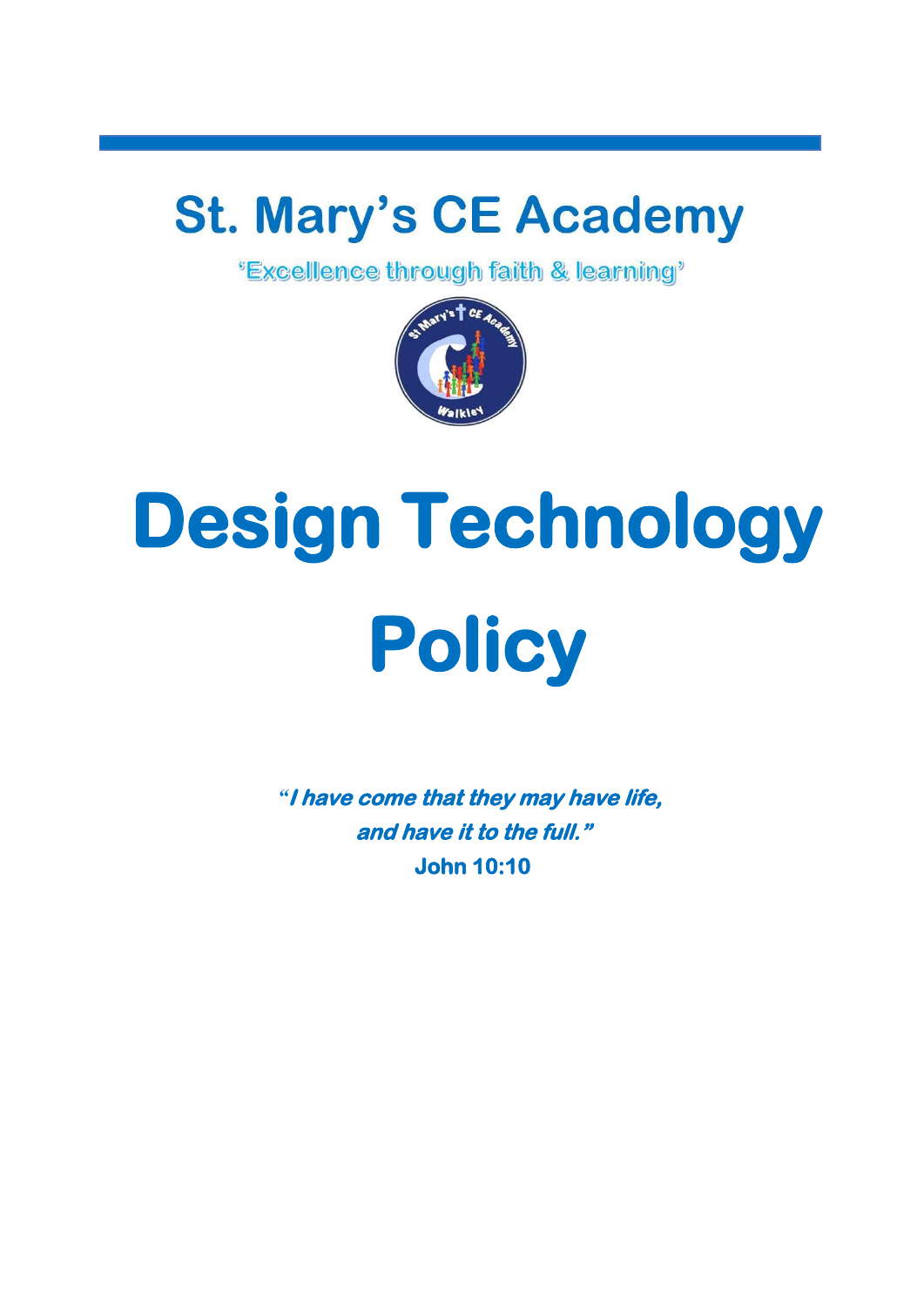# St. Mary's CE Academy

'Excellence through faith & learning'

# Design Technology Policy

***"I have come that they may have life, and have it to the full."***

**John 10:10**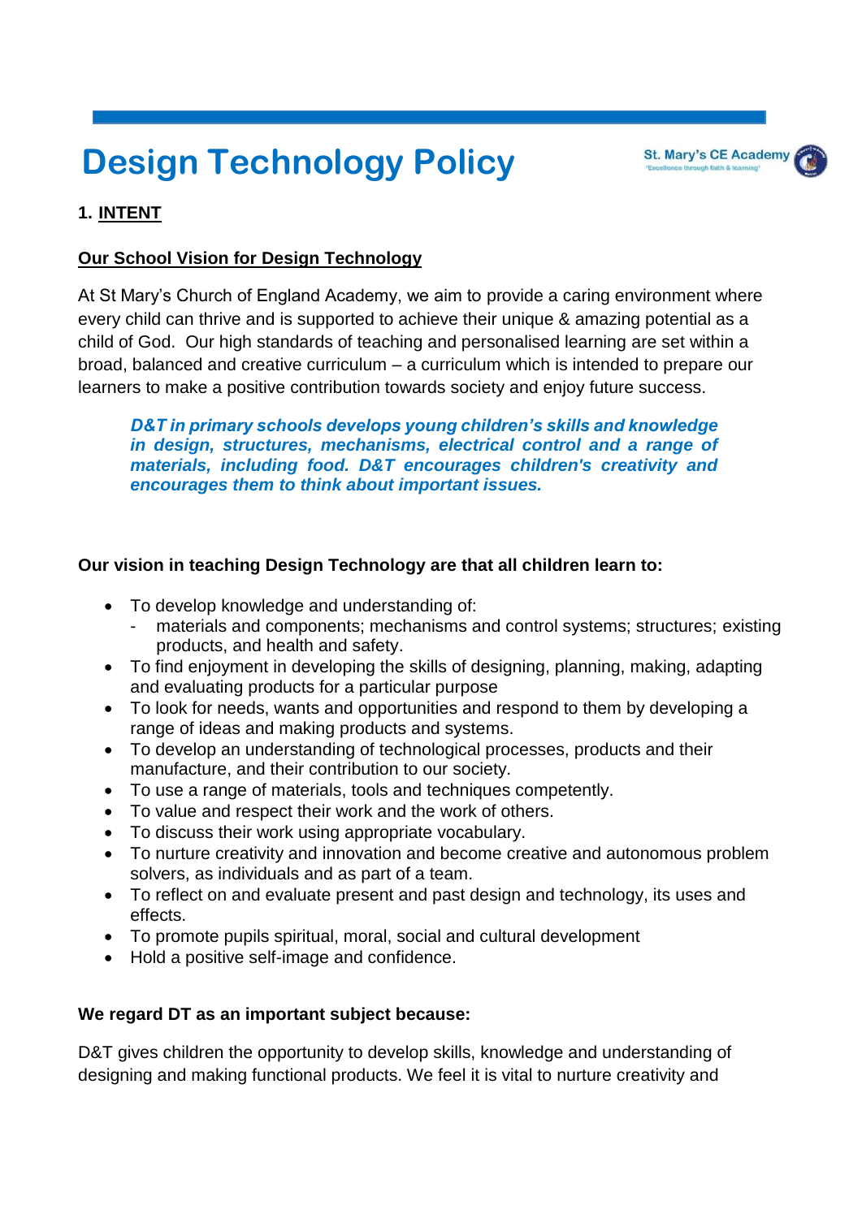# Design Technology Policy

St. Mary's CE Academy
"Excellence through faith & learning"

## 1. INTENT

### Our School Vision for Design Technology

At St Mary's Church of England Academy, we aim to provide a caring environment where every child can thrive and is supported to achieve their unique & amazing potential as a child of God. Our high standards of teaching and personalised learning are set within a broad, balanced and creative curriculum – a curriculum which is intended to prepare our learners to make a positive contribution towards society and enjoy future success.

> ***D&T in primary schools develops young children's skills and knowledge in design, structures, mechanisms, electrical control and a range of materials, including food. D&T encourages children's creativity and encourages them to think about important issues.***

**Our vision in teaching Design Technology are that all children learn to:**

- To develop knowledge and understanding of:
  - materials and components; mechanisms and control systems; structures; existing products, and health and safety.
- To find enjoyment in developing the skills of designing, planning, making, adapting and evaluating products for a particular purpose
- To look for needs, wants and opportunities and respond to them by developing a range of ideas and making products and systems.
- To develop an understanding of technological processes, products and their manufacture, and their contribution to our society.
- To use a range of materials, tools and techniques competently.
- To value and respect their work and the work of others.
- To discuss their work using appropriate vocabulary.
- To nurture creativity and innovation and become creative and autonomous problem solvers, as individuals and as part of a team.
- To reflect on and evaluate present and past design and technology, its uses and effects.
- To promote pupils spiritual, moral, social and cultural development
- Hold a positive self-image and confidence.

**We regard DT as an important subject because:**

D&T gives children the opportunity to develop skills, knowledge and understanding of designing and making functional products. We feel it is vital to nurture creativity and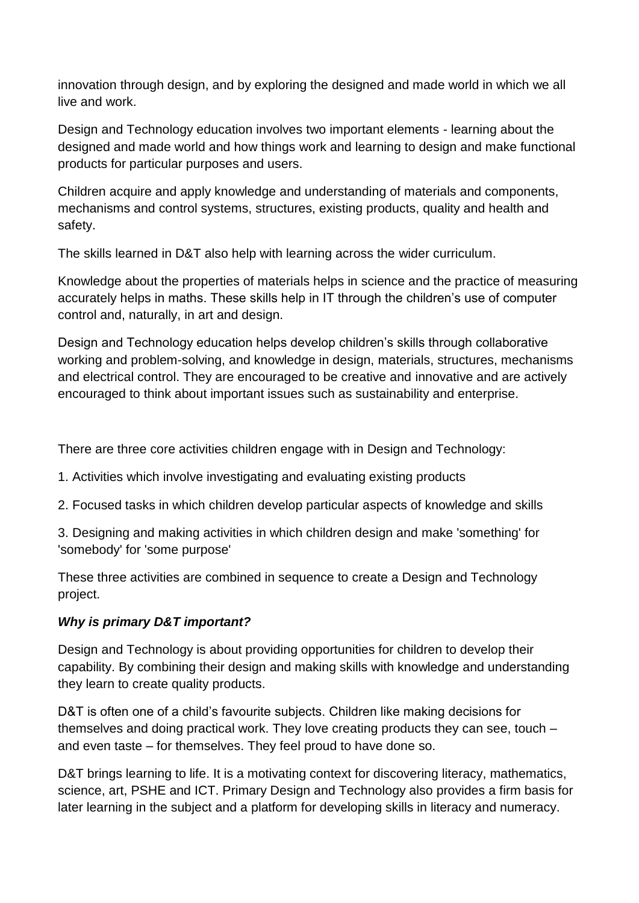innovation through design, and by exploring the designed and made world in which we all live and work.

Design and Technology education involves two important elements - learning about the designed and made world and how things work and learning to design and make functional products for particular purposes and users.

Children acquire and apply knowledge and understanding of materials and components, mechanisms and control systems, structures, existing products, quality and health and safety.

The skills learned in D&T also help with learning across the wider curriculum.

Knowledge about the properties of materials helps in science and the practice of measuring accurately helps in maths. These skills help in IT through the children's use of computer control and, naturally, in art and design.

Design and Technology education helps develop children's skills through collaborative working and problem-solving, and knowledge in design, materials, structures, mechanisms and electrical control. They are encouraged to be creative and innovative and are actively encouraged to think about important issues such as sustainability and enterprise.

There are three core activities children engage with in Design and Technology:

1. Activities which involve investigating and evaluating existing products

2. Focused tasks in which children develop particular aspects of knowledge and skills

3. Designing and making activities in which children design and make 'something' for 'somebody' for 'some purpose'

These three activities are combined in sequence to create a Design and Technology project.

***Why is primary D&T important?***

Design and Technology is about providing opportunities for children to develop their capability. By combining their design and making skills with knowledge and understanding they learn to create quality products.

D&T is often one of a child's favourite subjects. Children like making decisions for themselves and doing practical work. They love creating products they can see, touch – and even taste – for themselves. They feel proud to have done so.

D&T brings learning to life. It is a motivating context for discovering literacy, mathematics, science, art, PSHE and ICT. Primary Design and Technology also provides a firm basis for later learning in the subject and a platform for developing skills in literacy and numeracy.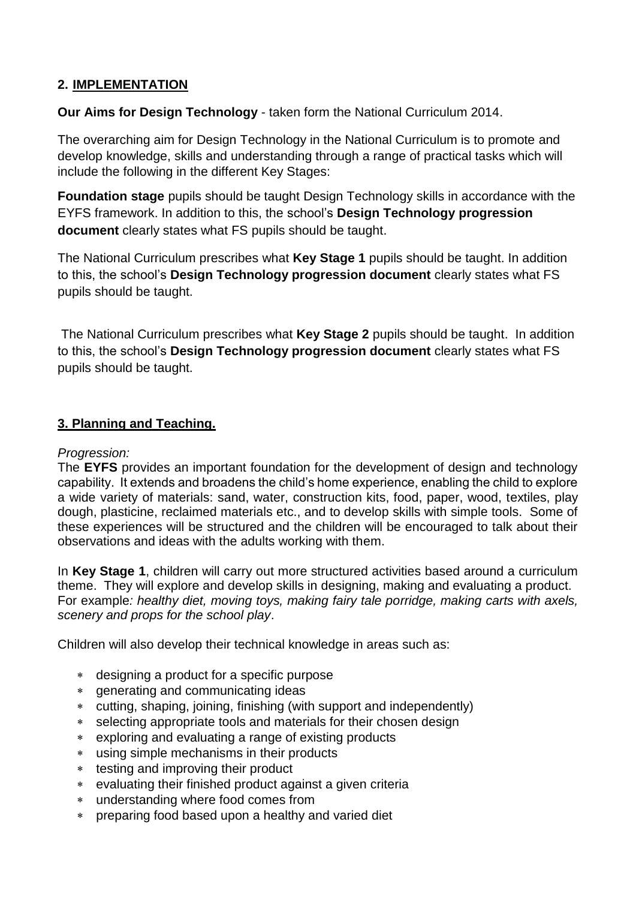## 2. IMPLEMENTATION

**Our Aims for Design Technology** - taken form the National Curriculum 2014.

The overarching aim for Design Technology in the National Curriculum is to promote and develop knowledge, skills and understanding through a range of practical tasks which will include the following in the different Key Stages:

**Foundation stage** pupils should be taught Design Technology skills in accordance with the EYFS framework. In addition to this, the school's **Design Technology progression document** clearly states what FS pupils should be taught.

The National Curriculum prescribes what **Key Stage 1** pupils should be taught. In addition to this, the school's **Design Technology progression document** clearly states what FS pupils should be taught.

The National Curriculum prescribes what **Key Stage 2** pupils should be taught. In addition to this, the school's **Design Technology progression document** clearly states what FS pupils should be taught.

## 3. Planning and Teaching.

*Progression:*

The **EYFS** provides an important foundation for the development of design and technology capability. It extends and broadens the child's home experience, enabling the child to explore a wide variety of materials: sand, water, construction kits, food, paper, wood, textiles, play dough, plasticine, reclaimed materials etc., and to develop skills with simple tools. Some of these experiences will be structured and the children will be encouraged to talk about their observations and ideas with the adults working with them.

In **Key Stage 1**, children will carry out more structured activities based around a curriculum theme. They will explore and develop skills in designing, making and evaluating a product. For example*: healthy diet, moving toys, making fairy tale porridge, making carts with axels, scenery and props for the school play*.

Children will also develop their technical knowledge in areas such as:

- designing a product for a specific purpose
- generating and communicating ideas
- cutting, shaping, joining, finishing (with support and independently)
- selecting appropriate tools and materials for their chosen design
- exploring and evaluating a range of existing products
- using simple mechanisms in their products
- testing and improving their product
- evaluating their finished product against a given criteria
- understanding where food comes from
- preparing food based upon a healthy and varied diet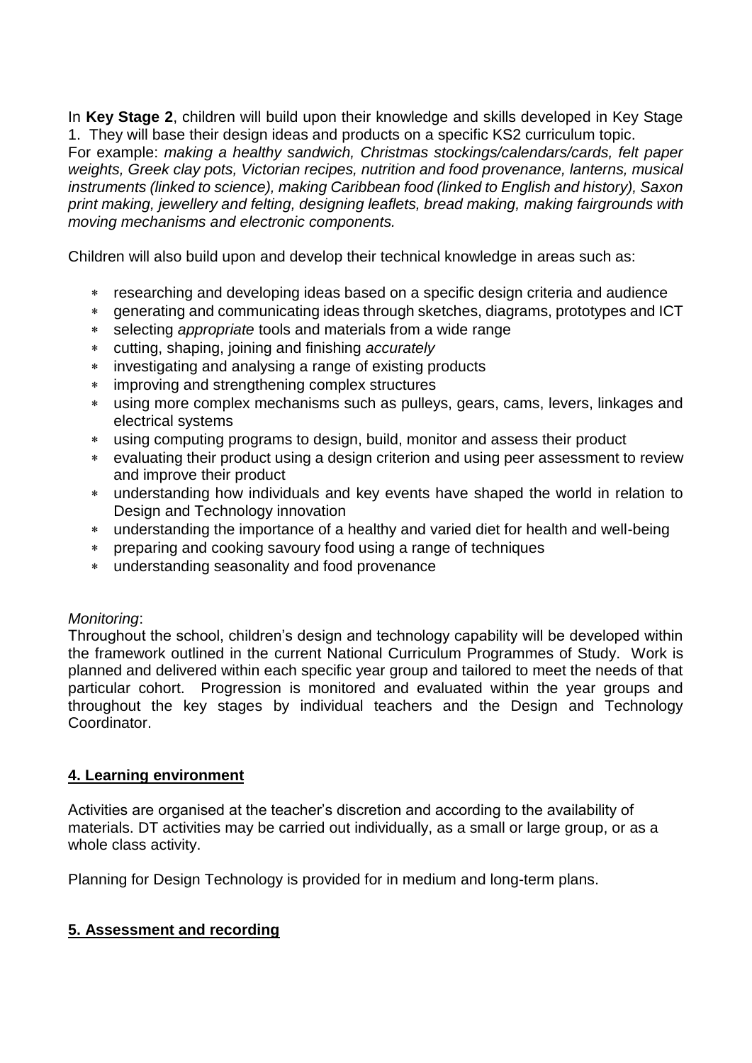In **Key Stage 2**, children will build upon their knowledge and skills developed in Key Stage 1. They will base their design ideas and products on a specific KS2 curriculum topic. For example: *making a healthy sandwich, Christmas stockings/calendars/cards, felt paper weights, Greek clay pots, Victorian recipes, nutrition and food provenance, lanterns, musical instruments (linked to science), making Caribbean food (linked to English and history), Saxon print making, jewellery and felting, designing leaflets, bread making, making fairgrounds with moving mechanisms and electronic components.*

Children will also build upon and develop their technical knowledge in areas such as:

- researching and developing ideas based on a specific design criteria and audience
- generating and communicating ideas through sketches, diagrams, prototypes and ICT
- selecting *appropriate* tools and materials from a wide range
- cutting, shaping, joining and finishing *accurately*
- investigating and analysing a range of existing products
- improving and strengthening complex structures
- using more complex mechanisms such as pulleys, gears, cams, levers, linkages and electrical systems
- using computing programs to design, build, monitor and assess their product
- evaluating their product using a design criterion and using peer assessment to review and improve their product
- understanding how individuals and key events have shaped the world in relation to Design and Technology innovation
- understanding the importance of a healthy and varied diet for health and well-being
- preparing and cooking savoury food using a range of techniques
- understanding seasonality and food provenance

*Monitoring*:
Throughout the school, children's design and technology capability will be developed within the framework outlined in the current National Curriculum Programmes of Study. Work is planned and delivered within each specific year group and tailored to meet the needs of that particular cohort. Progression is monitored and evaluated within the year groups and throughout the key stages by individual teachers and the Design and Technology Coordinator.

## 4. Learning environment

Activities are organised at the teacher's discretion and according to the availability of materials. DT activities may be carried out individually, as a small or large group, or as a whole class activity.

Planning for Design Technology is provided for in medium and long-term plans.

## 5. Assessment and recording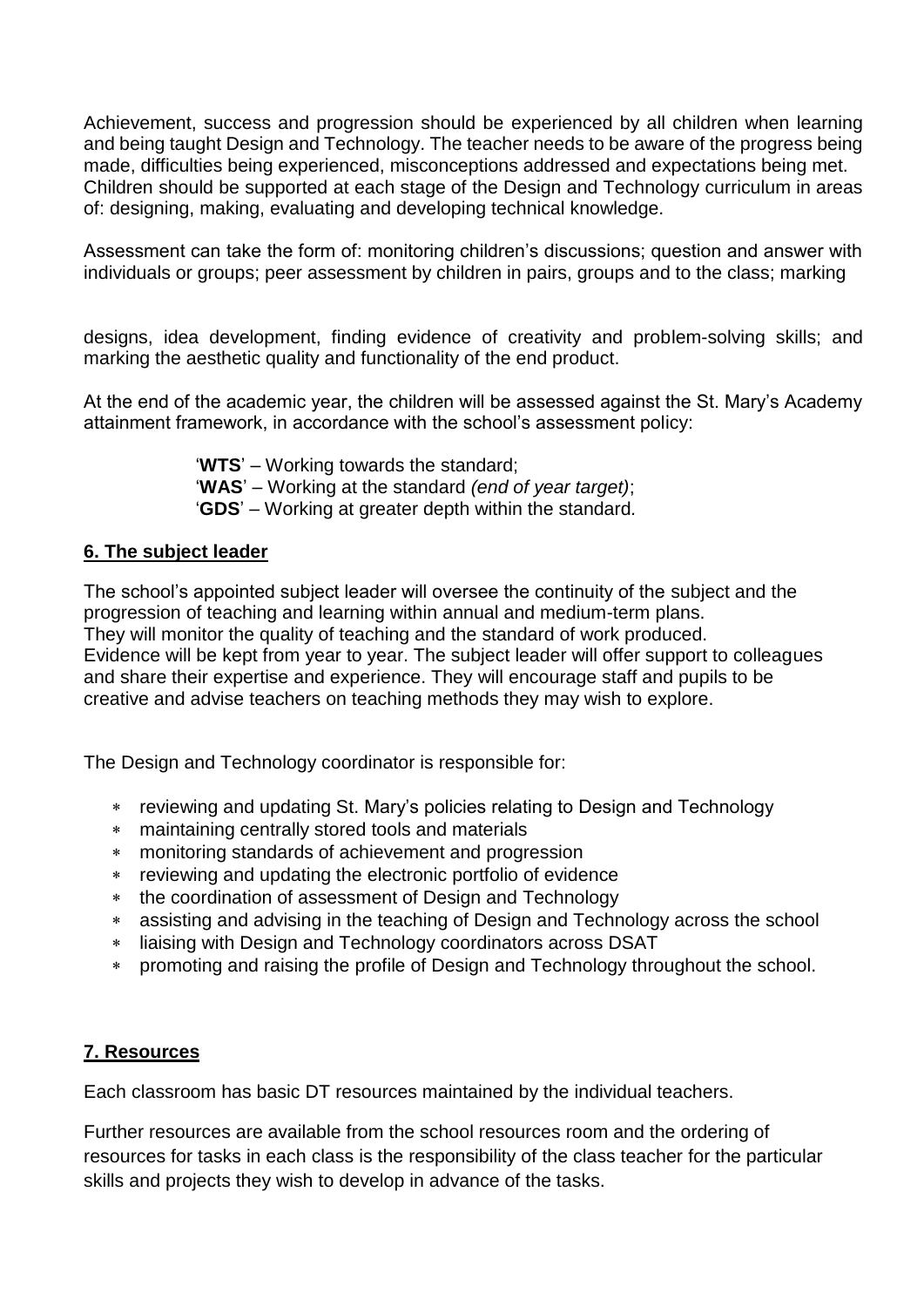Achievement, success and progression should be experienced by all children when learning and being taught Design and Technology. The teacher needs to be aware of the progress being made, difficulties being experienced, misconceptions addressed and expectations being met. Children should be supported at each stage of the Design and Technology curriculum in areas of: designing, making, evaluating and developing technical knowledge.

Assessment can take the form of: monitoring children's discussions; question and answer with individuals or groups; peer assessment by children in pairs, groups and to the class; marking designs, idea development, finding evidence of creativity and problem-solving skills; and marking the aesthetic quality and functionality of the end product.

At the end of the academic year, the children will be assessed against the St. Mary's Academy attainment framework, in accordance with the school's assessment policy:

'**WTS**' – Working towards the standard;
'**WAS**' – Working at the standard *(end of year target)*;
'**GDS**' – Working at greater depth within the standard.

## 6. The subject leader

The school's appointed subject leader will oversee the continuity of the subject and the progression of teaching and learning within annual and medium-term plans.
They will monitor the quality of teaching and the standard of work produced.
Evidence will be kept from year to year. The subject leader will offer support to colleagues and share their expertise and experience. They will encourage staff and pupils to be creative and advise teachers on teaching methods they may wish to explore.

The Design and Technology coordinator is responsible for:

- reviewing and updating St. Mary's policies relating to Design and Technology
- maintaining centrally stored tools and materials
- monitoring standards of achievement and progression
- reviewing and updating the electronic portfolio of evidence
- the coordination of assessment of Design and Technology
- assisting and advising in the teaching of Design and Technology across the school
- liaising with Design and Technology coordinators across DSAT
- promoting and raising the profile of Design and Technology throughout the school.

## 7. Resources

Each classroom has basic DT resources maintained by the individual teachers.

Further resources are available from the school resources room and the ordering of resources for tasks in each class is the responsibility of the class teacher for the particular skills and projects they wish to develop in advance of the tasks.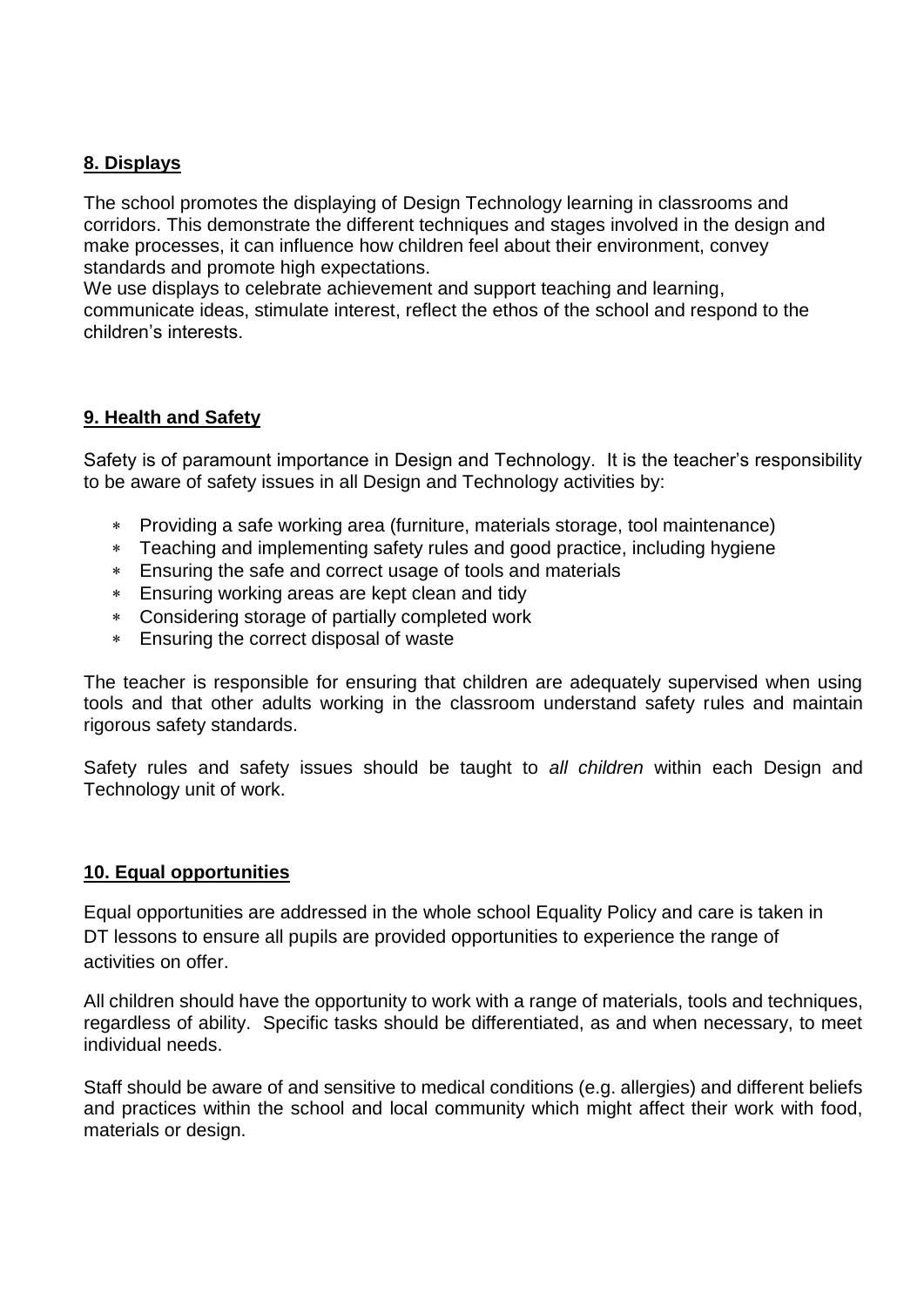## **8. Displays**

The school promotes the displaying of Design Technology learning in classrooms and corridors. This demonstrate the different techniques and stages involved in the design and make processes, it can influence how children feel about their environment, convey standards and promote high expectations.
We use displays to celebrate achievement and support teaching and learning, communicate ideas, stimulate interest, reflect the ethos of the school and respond to the children's interests.

## **9. Health and Safety**

Safety is of paramount importance in Design and Technology. It is the teacher's responsibility to be aware of safety issues in all Design and Technology activities by:

- Providing a safe working area (furniture, materials storage, tool maintenance)
- Teaching and implementing safety rules and good practice, including hygiene
- Ensuring the safe and correct usage of tools and materials
- Ensuring working areas are kept clean and tidy
- Considering storage of partially completed work
- Ensuring the correct disposal of waste

The teacher is responsible for ensuring that children are adequately supervised when using tools and that other adults working in the classroom understand safety rules and maintain rigorous safety standards.

Safety rules and safety issues should be taught to *all children* within each Design and Technology unit of work.

## **10. Equal opportunities**

Equal opportunities are addressed in the whole school Equality Policy and care is taken in DT lessons to ensure all pupils are provided opportunities to experience the range of activities on offer.

All children should have the opportunity to work with a range of materials, tools and techniques, regardless of ability. Specific tasks should be differentiated, as and when necessary, to meet individual needs.

Staff should be aware of and sensitive to medical conditions (e.g. allergies) and different beliefs and practices within the school and local community which might affect their work with food, materials or design.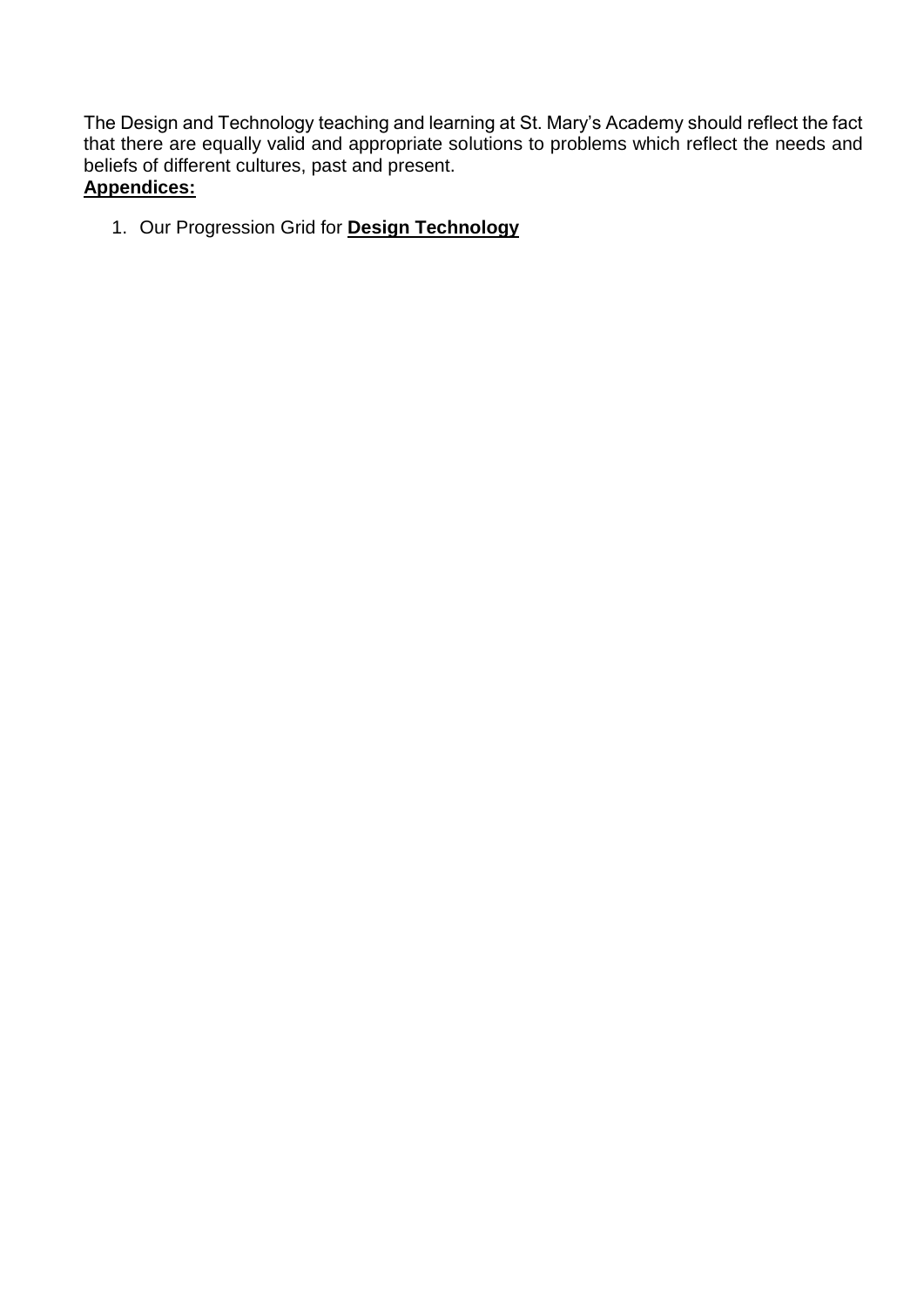The Design and Technology teaching and learning at St. Mary's Academy should reflect the fact that there are equally valid and appropriate solutions to problems which reflect the needs and beliefs of different cultures, past and present.

**Appendices:**

1. Our Progression Grid for **Design Technology**